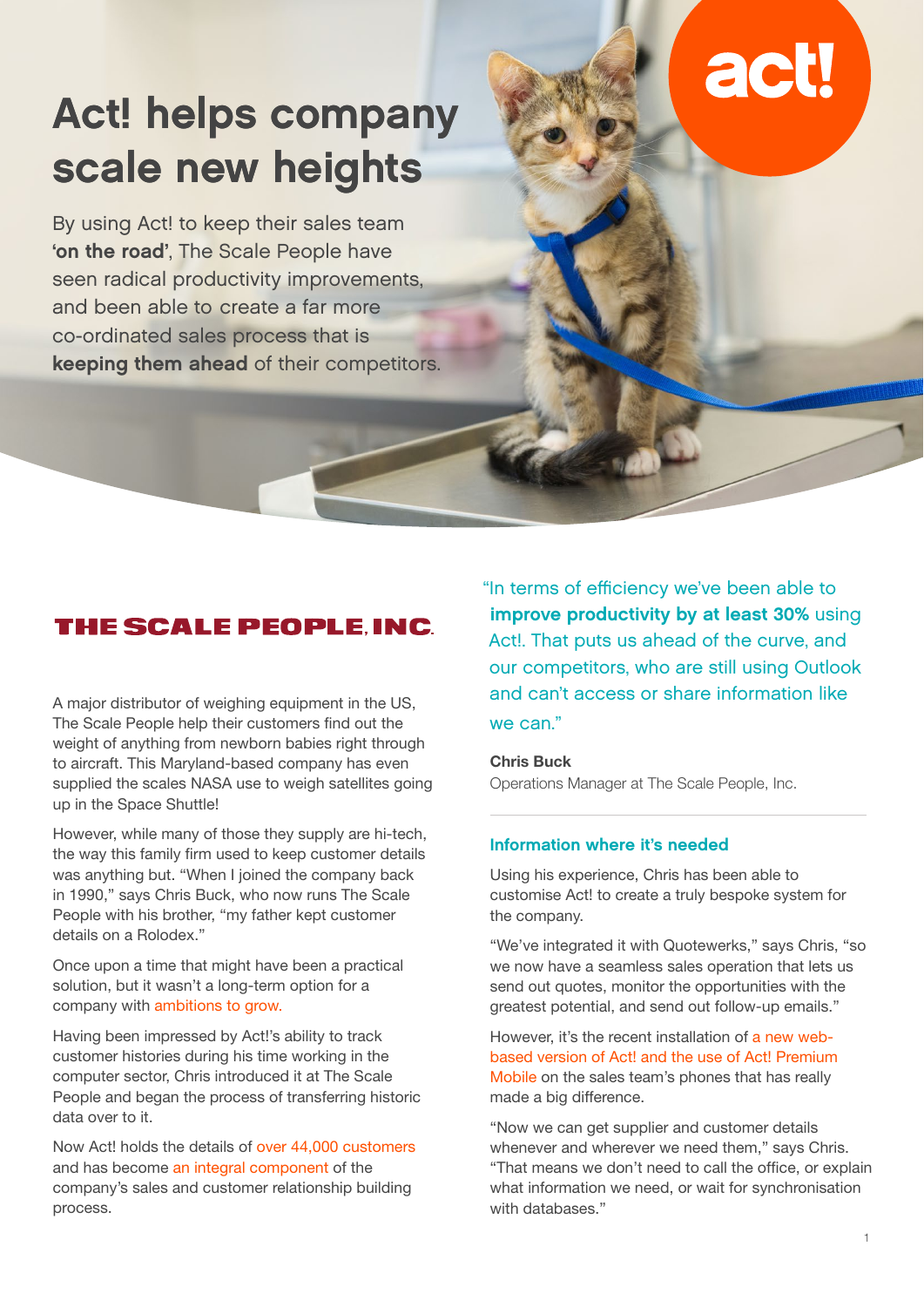# Act! helps company scale new heights

By using Act! to keep their sales team **'on the road'**, The Scale People have seen radical productivity improvements, and been able to create a far more co-ordinated sales process that is **keeping them ahead** of their competitors.

**THE SCALE PEOPLE, INC.**

A major distributor of weighing equipment in the US, The Scale People help their customers find out the weight of anything from newborn babies right through to aircraft. This Maryland-based company has even supplied the scales NASA use to weigh satellites going up in the Space Shuttle!

However, while many of those they supply are hi-tech, the way this family firm used to keep customer details was anything but. "When I joined the company back in 1990," says Chris Buck, who now runs The Scale People with his brother, "my father kept customer details on a Rolodex."

Once upon a time that might have been a practical solution, but it wasn't a long-term option for a company with ambitions to grow.

Having been impressed by Act!'s ability to track customer histories during his time working in the computer sector, Chris introduced it at The Scale People and began the process of transferring historic data over to it.

Now Act! holds the details of over 44,000 customers and has become an integral component of the company's sales and customer relationship building process.

"In terms of efficiency we've been able to **improve productivity by at least 30%** using Act!. That puts us ahead of the curve, and our competitors, who are still using Outlook and can't access or share information like we can."

**Chris Buck**
Operations Manager at The Scale People, Inc.

## Information where it's needed

Using his experience, Chris has been able to customise Act! to create a truly bespoke system for the company.

"We've integrated it with Quotewerks," says Chris, "so we now have a seamless sales operation that lets us send out quotes, monitor the opportunities with the greatest potential, and send out follow-up emails."

However, it's the recent installation of a new web-based version of Act! and the use of Act! Premium Mobile on the sales team's phones that has really made a big difference.

"Now we can get supplier and customer details whenever and wherever we need them," says Chris. "That means we don't need to call the office, or explain what information we need, or wait for synchronisation with databases."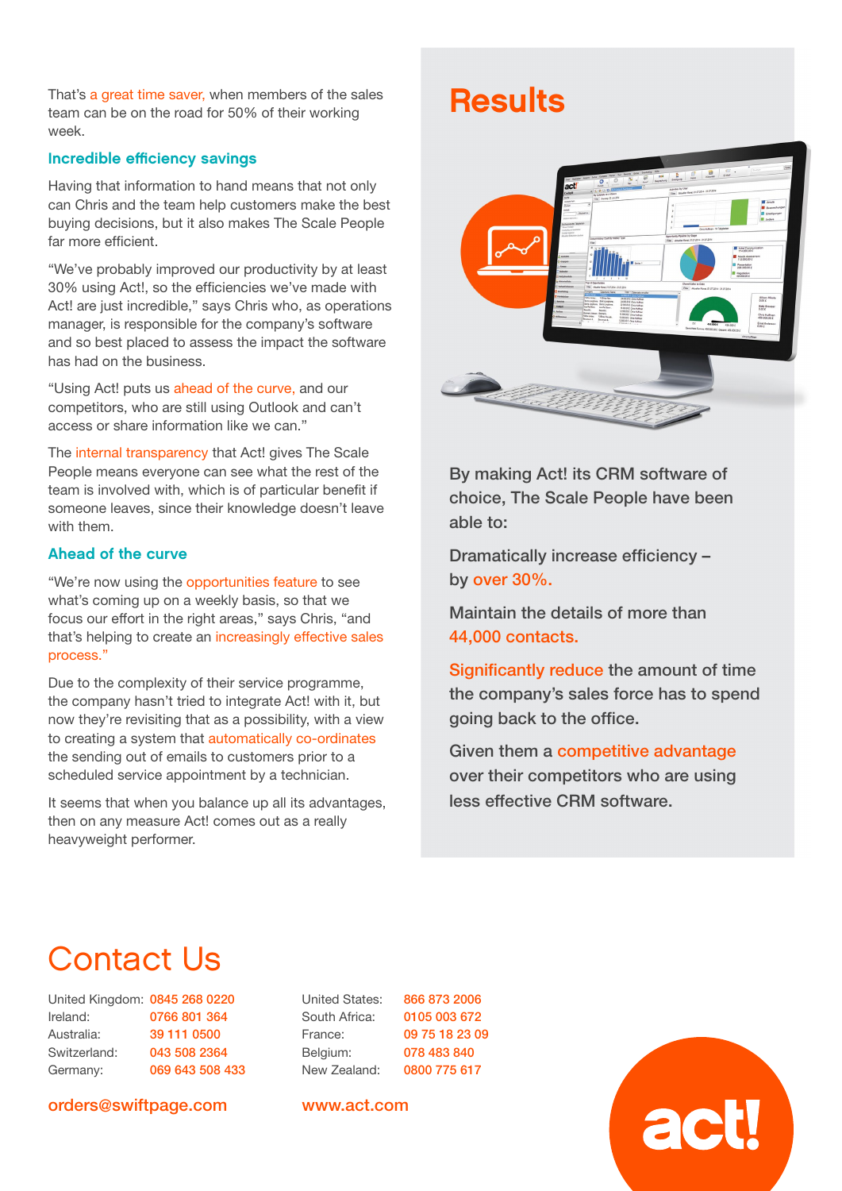That's a great time saver, when members of the sales team can be on the road for 50% of their working week.

### Incredible efficiency savings

Having that information to hand means that not only can Chris and the team help customers make the best buying decisions, but it also makes The Scale People far more efficient.

"We've probably improved our productivity by at least 30% using Act!, so the efficiencies we've made with Act! are just incredible," says Chris who, as operations manager, is responsible for the company's software and so best placed to assess the impact the software has had on the business.

"Using Act! puts us ahead of the curve, and our competitors, who are still using Outlook and can't access or share information like we can."

The internal transparency that Act! gives The Scale People means everyone can see what the rest of the team is involved with, which is of particular benefit if someone leaves, since their knowledge doesn't leave with them.

### Ahead of the curve

"We're now using the opportunities feature to see what's coming up on a weekly basis, so that we focus our effort in the right areas," says Chris, "and that's helping to create an increasingly effective sales process."

Due to the complexity of their service programme, the company hasn't tried to integrate Act! with it, but now they're revisiting that as a possibility, with a view to creating a system that automatically co-ordinates the sending out of emails to customers prior to a scheduled service appointment by a technician.

It seems that when you balance up all its advantages, then on any measure Act! comes out as a really heavyweight performer.

## Results

By making Act! its CRM software of choice, The Scale People have been able to:

Dramatically increase efficiency – by over 30%.

Maintain the details of more than 44,000 contacts.

Significantly reduce the amount of time the company's sales force has to spend going back to the office.

Given them a competitive advantage over their competitors who are using less effective CRM software.

# Contact Us

| | | | |
|---|---|---|---|
| United Kingdom: | 0845 268 0220 | United States: | 866 873 2006 |
| Ireland: | 0766 801 364 | South Africa: | 0105 003 672 |
| Australia: | 39 111 0500 | France: | 09 75 18 23 09 |
| Switzerland: | 043 508 2364 | Belgium: | 078 483 840 |
| Germany: | 069 643 508 433 | New Zealand: | 0800 775 617 |

orders@swiftpage.com

www.act.com

act!